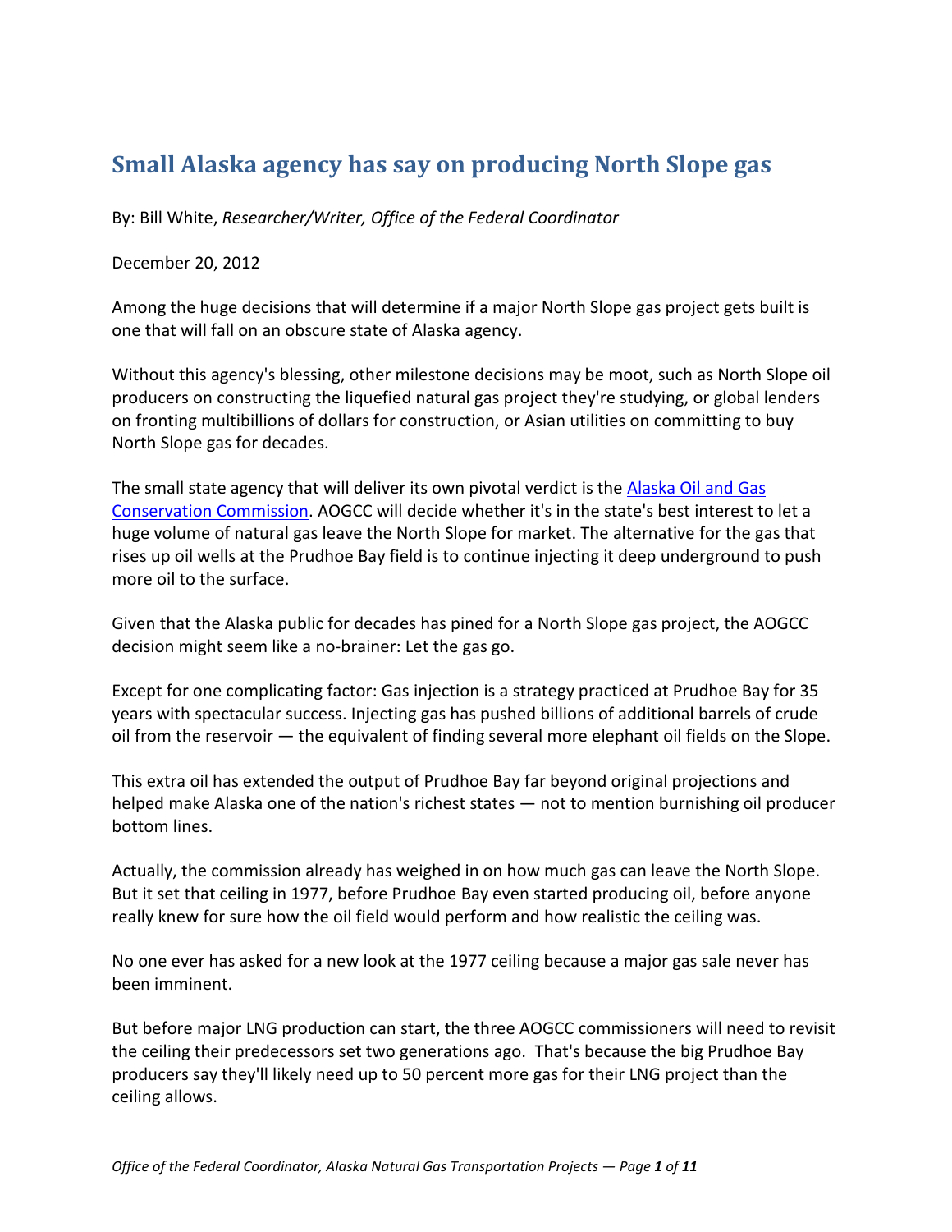# Small Alaska agency has say on producing North Slope gas

By: Bill White, *Researcher/Writer, Office of the Federal Coordinator*

December 20, 2012

Among the huge decisions that will determine if a major North Slope gas project gets built is one that will fall on an obscure state of Alaska agency.

Without this agency's blessing, other milestone decisions may be moot, such as North Slope oil producers on constructing the liquefied natural gas project they're studying, or global lenders on fronting multibillions of dollars for construction, or Asian utilities on committing to buy North Slope gas for decades.

The small state agency that will deliver its own pivotal verdict is the [Alaska Oil and Gas Conservation Commission](). AOGCC will decide whether it's in the state's best interest to let a huge volume of natural gas leave the North Slope for market. The alternative for the gas that rises up oil wells at the Prudhoe Bay field is to continue injecting it deep underground to push more oil to the surface.

Given that the Alaska public for decades has pined for a North Slope gas project, the AOGCC decision might seem like a no-brainer: Let the gas go.

Except for one complicating factor: Gas injection is a strategy practiced at Prudhoe Bay for 35 years with spectacular success. Injecting gas has pushed billions of additional barrels of crude oil from the reservoir — the equivalent of finding several more elephant oil fields on the Slope.

This extra oil has extended the output of Prudhoe Bay far beyond original projections and helped make Alaska one of the nation's richest states — not to mention burnishing oil producer bottom lines.

Actually, the commission already has weighed in on how much gas can leave the North Slope. But it set that ceiling in 1977, before Prudhoe Bay even started producing oil, before anyone really knew for sure how the oil field would perform and how realistic the ceiling was.

No one ever has asked for a new look at the 1977 ceiling because a major gas sale never has been imminent.

But before major LNG production can start, the three AOGCC commissioners will need to revisit the ceiling their predecessors set two generations ago. That's because the big Prudhoe Bay producers say they'll likely need up to 50 percent more gas for their LNG project than the ceiling allows.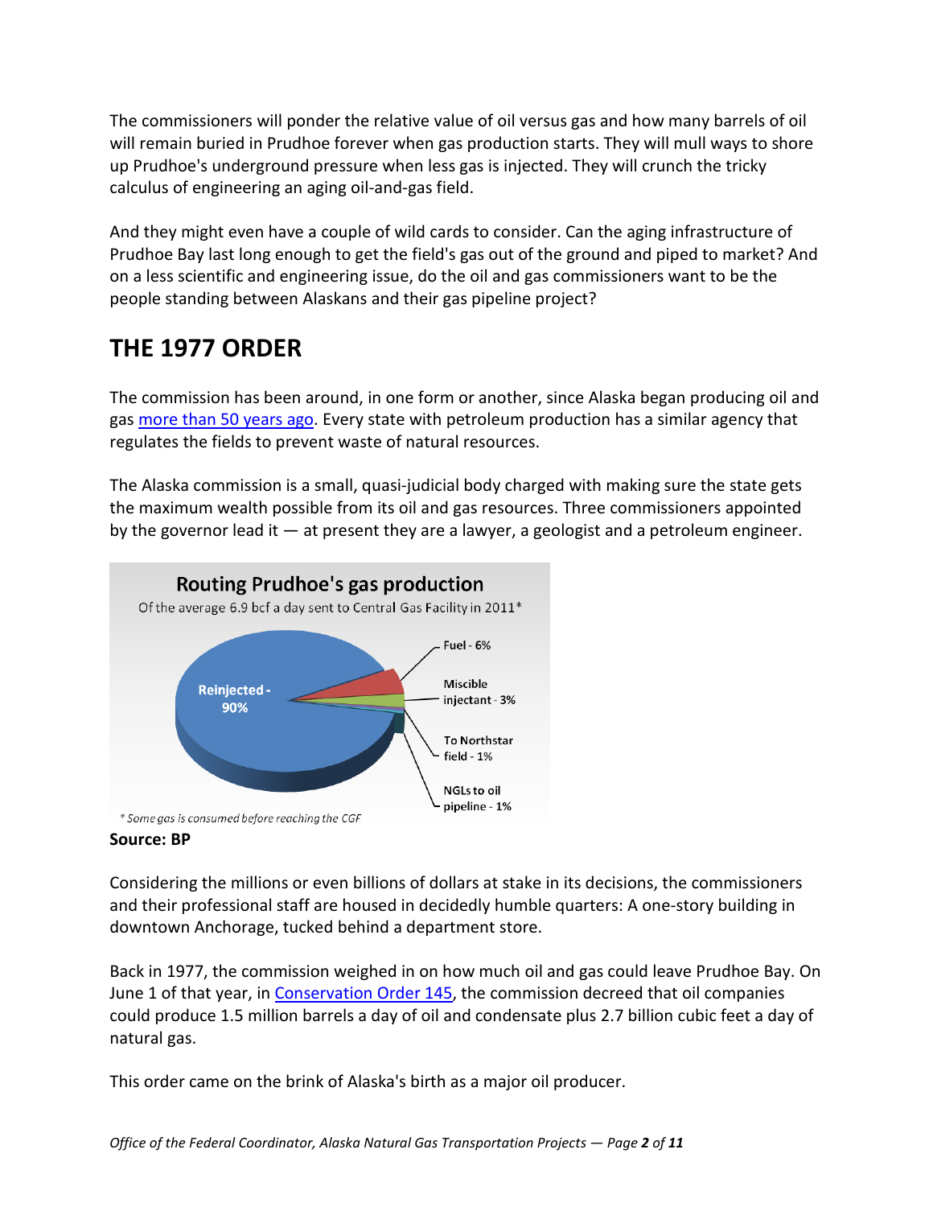The commissioners will ponder the relative value of oil versus gas and how many barrels of oil will remain buried in Prudhoe forever when gas production starts. They will mull ways to shore up Prudhoe's underground pressure when less gas is injected. They will crunch the tricky calculus of engineering an aging oil-and-gas field.

And they might even have a couple of wild cards to consider. Can the aging infrastructure of Prudhoe Bay last long enough to get the field's gas out of the ground and piped to market? And on a less scientific and engineering issue, do the oil and gas commissioners want to be the people standing between Alaskans and their gas pipeline project?

## THE 1977 ORDER

The commission has been around, in one form or another, since Alaska began producing oil and gas more than 50 years ago. Every state with petroleum production has a similar agency that regulates the fields to prevent waste of natural resources.

The Alaska commission is a small, quasi-judicial body charged with making sure the state gets the maximum wealth possible from its oil and gas resources. Three commissioners appointed by the governor lead it — at present they are a lawyer, a geologist and a petroleum engineer.

**Routing Prudhoe's gas production**

Of the average 6.9 bcf a day sent to Central Gas Facility in 2011*

- Reinjected - 90%
- Fuel - 6%
- Miscible injectant - 3%
- To Northstar field - 1%
- NGLs to oil pipeline - 1%

*\* Some gas is consumed before reaching the CGF*

**Source: BP**

Considering the millions or even billions of dollars at stake in its decisions, the commissioners and their professional staff are housed in decidedly humble quarters: A one-story building in downtown Anchorage, tucked behind a department store.

Back in 1977, the commission weighed in on how much oil and gas could leave Prudhoe Bay. On June 1 of that year, in Conservation Order 145, the commission decreed that oil companies could produce 1.5 million barrels a day of oil and condensate plus 2.7 billion cubic feet a day of natural gas.

This order came on the brink of Alaska's birth as a major oil producer.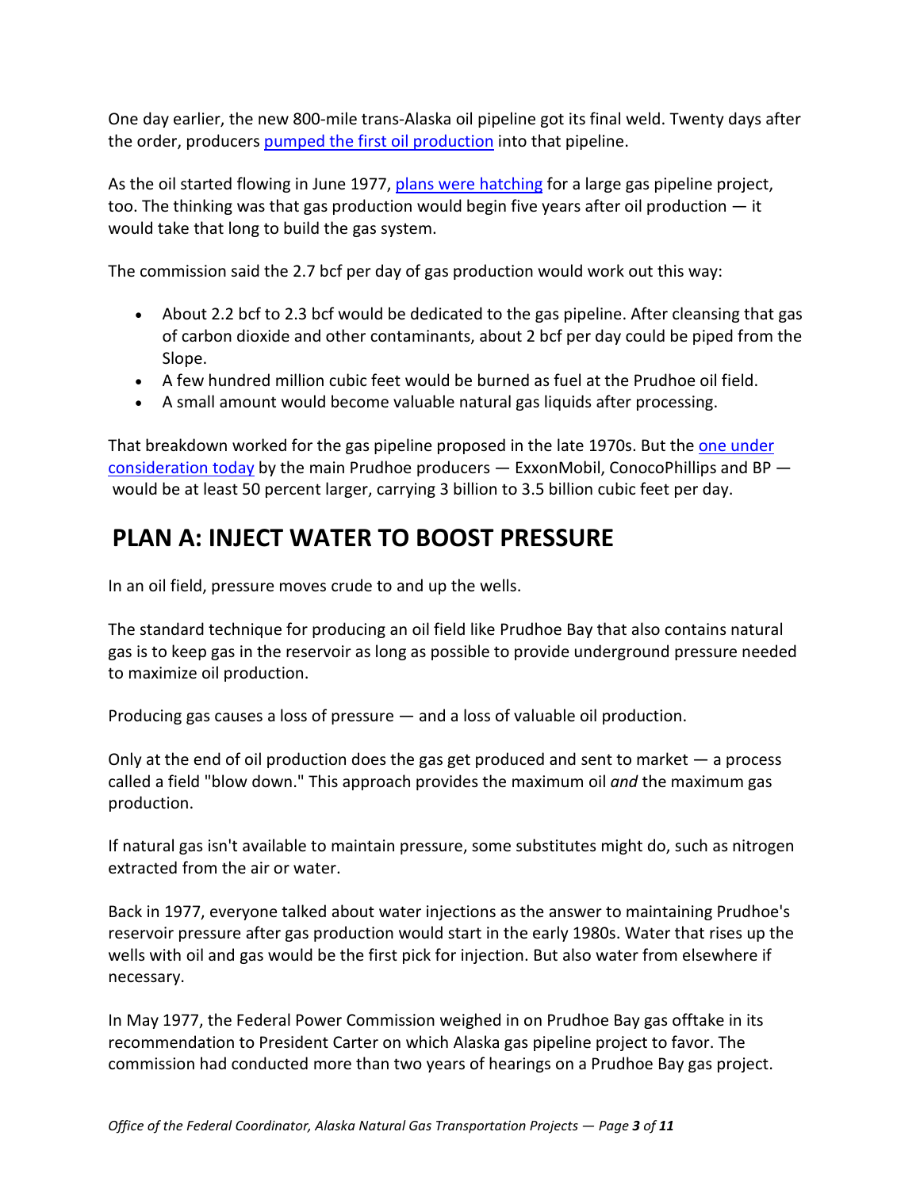One day earlier, the new 800-mile trans-Alaska oil pipeline got its final weld. Twenty days after the order, producers pumped the first oil production into that pipeline.

As the oil started flowing in June 1977, plans were hatching for a large gas pipeline project, too. The thinking was that gas production would begin five years after oil production — it would take that long to build the gas system.

The commission said the 2.7 bcf per day of gas production would work out this way:

- About 2.2 bcf to 2.3 bcf would be dedicated to the gas pipeline. After cleansing that gas of carbon dioxide and other contaminants, about 2 bcf per day could be piped from the Slope.
- A few hundred million cubic feet would be burned as fuel at the Prudhoe oil field.
- A small amount would become valuable natural gas liquids after processing.

That breakdown worked for the gas pipeline proposed in the late 1970s. But the one under consideration today by the main Prudhoe producers — ExxonMobil, ConocoPhillips and BP — would be at least 50 percent larger, carrying 3 billion to 3.5 billion cubic feet per day.

## PLAN A: INJECT WATER TO BOOST PRESSURE

In an oil field, pressure moves crude to and up the wells.

The standard technique for producing an oil field like Prudhoe Bay that also contains natural gas is to keep gas in the reservoir as long as possible to provide underground pressure needed to maximize oil production.

Producing gas causes a loss of pressure — and a loss of valuable oil production.

Only at the end of oil production does the gas get produced and sent to market — a process called a field "blow down." This approach provides the maximum oil *and* the maximum gas production.

If natural gas isn't available to maintain pressure, some substitutes might do, such as nitrogen extracted from the air or water.

Back in 1977, everyone talked about water injections as the answer to maintaining Prudhoe's reservoir pressure after gas production would start in the early 1980s. Water that rises up the wells with oil and gas would be the first pick for injection. But also water from elsewhere if necessary.

In May 1977, the Federal Power Commission weighed in on Prudhoe Bay gas offtake in its recommendation to President Carter on which Alaska gas pipeline project to favor. The commission had conducted more than two years of hearings on a Prudhoe Bay gas project.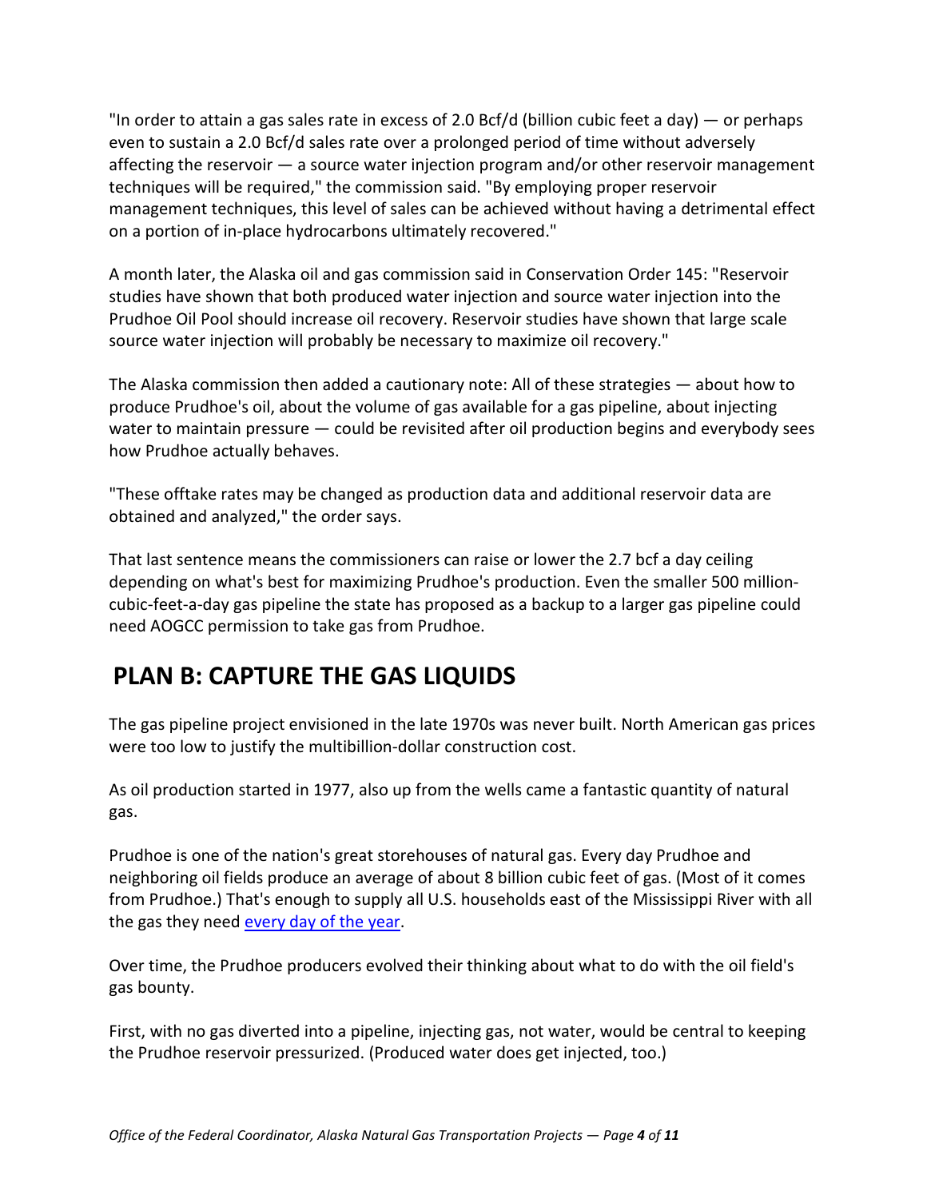"In order to attain a gas sales rate in excess of 2.0 Bcf/d (billion cubic feet a day) — or perhaps even to sustain a 2.0 Bcf/d sales rate over a prolonged period of time without adversely affecting the reservoir — a source water injection program and/or other reservoir management techniques will be required," the commission said. "By employing proper reservoir management techniques, this level of sales can be achieved without having a detrimental effect on a portion of in-place hydrocarbons ultimately recovered."

A month later, the Alaska oil and gas commission said in Conservation Order 145: "Reservoir studies have shown that both produced water injection and source water injection into the Prudhoe Oil Pool should increase oil recovery. Reservoir studies have shown that large scale source water injection will probably be necessary to maximize oil recovery."

The Alaska commission then added a cautionary note: All of these strategies — about how to produce Prudhoe's oil, about the volume of gas available for a gas pipeline, about injecting water to maintain pressure — could be revisited after oil production begins and everybody sees how Prudhoe actually behaves.

"These offtake rates may be changed as production data and additional reservoir data are obtained and analyzed," the order says.

That last sentence means the commissioners can raise or lower the 2.7 bcf a day ceiling depending on what's best for maximizing Prudhoe's production. Even the smaller 500 million-cubic-feet-a-day gas pipeline the state has proposed as a backup to a larger gas pipeline could need AOGCC permission to take gas from Prudhoe.

## PLAN B: CAPTURE THE GAS LIQUIDS

The gas pipeline project envisioned in the late 1970s was never built. North American gas prices were too low to justify the multibillion-dollar construction cost.

As oil production started in 1977, also up from the wells came a fantastic quantity of natural gas.

Prudhoe is one of the nation's great storehouses of natural gas. Every day Prudhoe and neighboring oil fields produce an average of about 8 billion cubic feet of gas. (Most of it comes from Prudhoe.) That's enough to supply all U.S. households east of the Mississippi River with all the gas they need every day of the year.

Over time, the Prudhoe producers evolved their thinking about what to do with the oil field's gas bounty.

First, with no gas diverted into a pipeline, injecting gas, not water, would be central to keeping the Prudhoe reservoir pressurized. (Produced water does get injected, too.)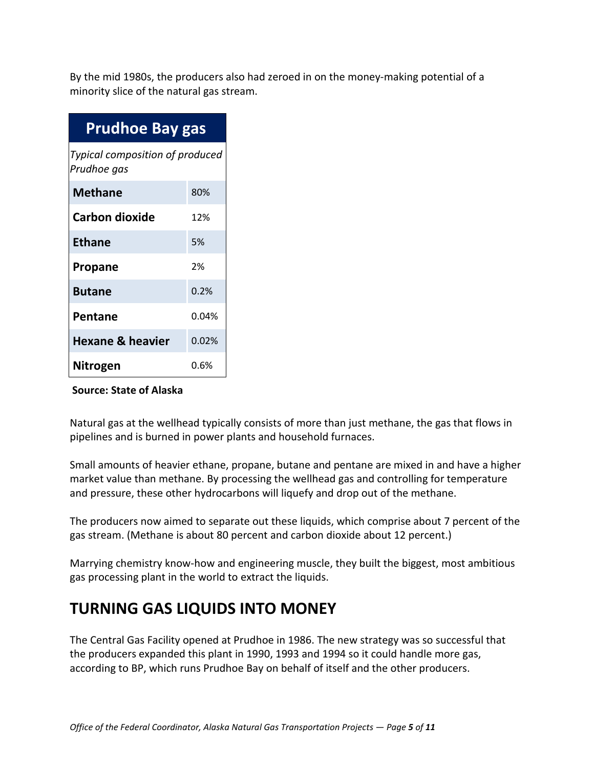By the mid 1980s, the producers also had zeroed in on the money-making potential of a minority slice of the natural gas stream.

| Prudhoe Bay gas | |
|---|---|
| *Typical composition of produced Prudhoe gas* | |
| **Methane** | 80% |
| **Carbon dioxide** | 12% |
| **Ethane** | 5% |
| **Propane** | 2% |
| **Butane** | 0.2% |
| **Pentane** | 0.04% |
| **Hexane & heavier** | 0.02% |
| **Nitrogen** | 0.6% |

**Source: State of Alaska**

Natural gas at the wellhead typically consists of more than just methane, the gas that flows in pipelines and is burned in power plants and household furnaces.

Small amounts of heavier ethane, propane, butane and pentane are mixed in and have a higher market value than methane. By processing the wellhead gas and controlling for temperature and pressure, these other hydrocarbons will liquefy and drop out of the methane.

The producers now aimed to separate out these liquids, which comprise about 7 percent of the gas stream. (Methane is about 80 percent and carbon dioxide about 12 percent.)

Marrying chemistry know-how and engineering muscle, they built the biggest, most ambitious gas processing plant in the world to extract the liquids.

## TURNING GAS LIQUIDS INTO MONEY

The Central Gas Facility opened at Prudhoe in 1986. The new strategy was so successful that the producers expanded this plant in 1990, 1993 and 1994 so it could handle more gas, according to BP, which runs Prudhoe Bay on behalf of itself and the other producers.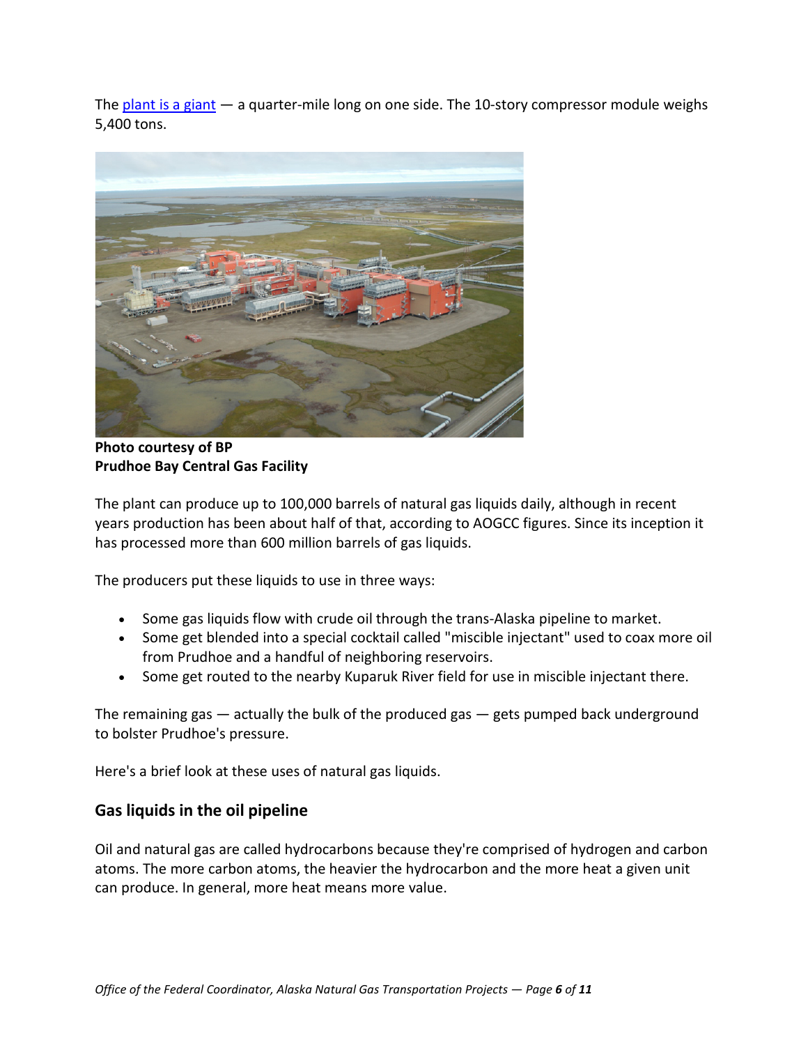The plant is a giant — a quarter-mile long on one side. The 10-story compressor module weighs 5,400 tons.

**Photo courtesy of BP**
**Prudhoe Bay Central Gas Facility**

The plant can produce up to 100,000 barrels of natural gas liquids daily, although in recent years production has been about half of that, according to AOGCC figures. Since its inception it has processed more than 600 million barrels of gas liquids.

The producers put these liquids to use in three ways:

- Some gas liquids flow with crude oil through the trans-Alaska pipeline to market.
- Some get blended into a special cocktail called "miscible injectant" used to coax more oil from Prudhoe and a handful of neighboring reservoirs.
- Some get routed to the nearby Kuparuk River field for use in miscible injectant there.

The remaining gas — actually the bulk of the produced gas — gets pumped back underground to bolster Prudhoe's pressure.

Here's a brief look at these uses of natural gas liquids.

## Gas liquids in the oil pipeline

Oil and natural gas are called hydrocarbons because they're comprised of hydrogen and carbon atoms. The more carbon atoms, the heavier the hydrocarbon and the more heat a given unit can produce. In general, more heat means more value.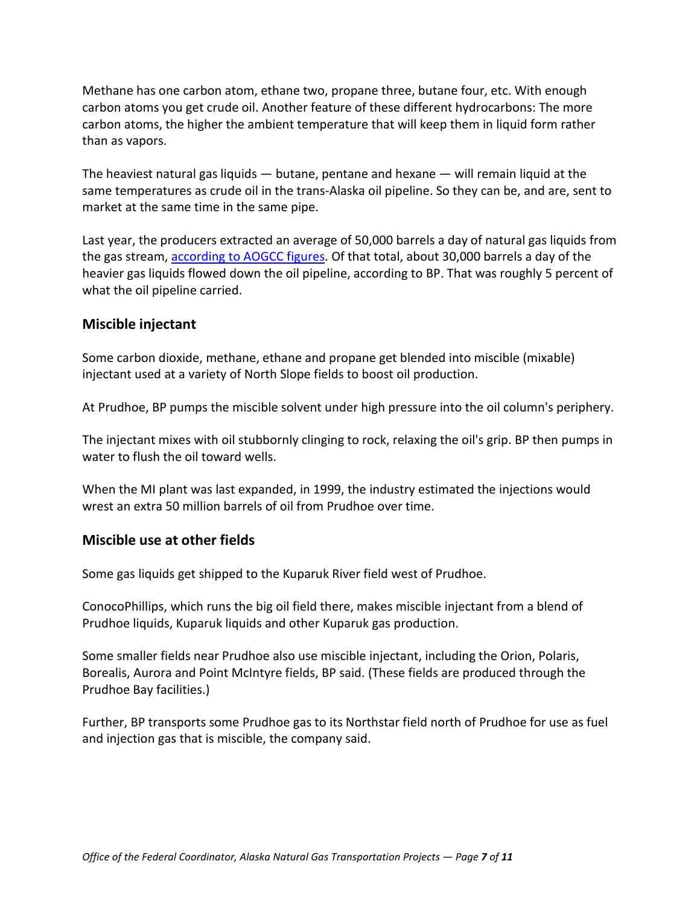Methane has one carbon atom, ethane two, propane three, butane four, etc. With enough carbon atoms you get crude oil. Another feature of these different hydrocarbons: The more carbon atoms, the higher the ambient temperature that will keep them in liquid form rather than as vapors.

The heaviest natural gas liquids — butane, pentane and hexane — will remain liquid at the same temperatures as crude oil in the trans-Alaska oil pipeline. So they can be, and are, sent to market at the same time in the same pipe.

Last year, the producers extracted an average of 50,000 barrels a day of natural gas liquids from the gas stream, [according to AOGCC figures](). Of that total, about 30,000 barrels a day of the heavier gas liquids flowed down the oil pipeline, according to BP. That was roughly 5 percent of what the oil pipeline carried.

### Miscible injectant

Some carbon dioxide, methane, ethane and propane get blended into miscible (mixable) injectant used at a variety of North Slope fields to boost oil production.

At Prudhoe, BP pumps the miscible solvent under high pressure into the oil column's periphery.

The injectant mixes with oil stubbornly clinging to rock, relaxing the oil's grip. BP then pumps in water to flush the oil toward wells.

When the MI plant was last expanded, in 1999, the industry estimated the injections would wrest an extra 50 million barrels of oil from Prudhoe over time.

### Miscible use at other fields

Some gas liquids get shipped to the Kuparuk River field west of Prudhoe.

ConocoPhillips, which runs the big oil field there, makes miscible injectant from a blend of Prudhoe liquids, Kuparuk liquids and other Kuparuk gas production.

Some smaller fields near Prudhoe also use miscible injectant, including the Orion, Polaris, Borealis, Aurora and Point McIntyre fields, BP said. (These fields are produced through the Prudhoe Bay facilities.)

Further, BP transports some Prudhoe gas to its Northstar field north of Prudhoe for use as fuel and injection gas that is miscible, the company said.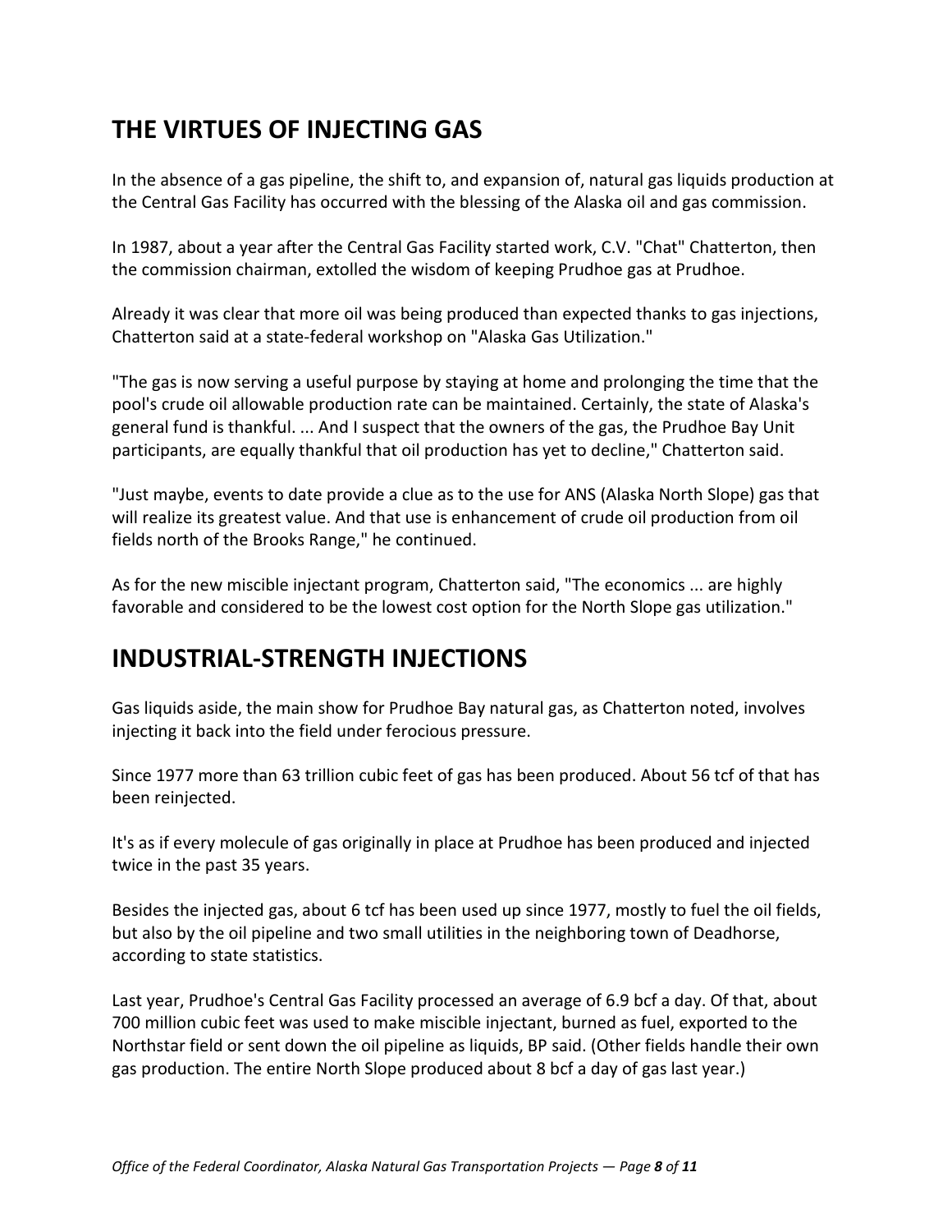## THE VIRTUES OF INJECTING GAS

In the absence of a gas pipeline, the shift to, and expansion of, natural gas liquids production at the Central Gas Facility has occurred with the blessing of the Alaska oil and gas commission.

In 1987, about a year after the Central Gas Facility started work, C.V. "Chat" Chatterton, then the commission chairman, extolled the wisdom of keeping Prudhoe gas at Prudhoe.

Already it was clear that more oil was being produced than expected thanks to gas injections, Chatterton said at a state-federal workshop on "Alaska Gas Utilization."

"The gas is now serving a useful purpose by staying at home and prolonging the time that the pool's crude oil allowable production rate can be maintained. Certainly, the state of Alaska's general fund is thankful. ... And I suspect that the owners of the gas, the Prudhoe Bay Unit participants, are equally thankful that oil production has yet to decline," Chatterton said.

"Just maybe, events to date provide a clue as to the use for ANS (Alaska North Slope) gas that will realize its greatest value. And that use is enhancement of crude oil production from oil fields north of the Brooks Range," he continued.

As for the new miscible injectant program, Chatterton said, "The economics ... are highly favorable and considered to be the lowest cost option for the North Slope gas utilization."

## INDUSTRIAL-STRENGTH INJECTIONS

Gas liquids aside, the main show for Prudhoe Bay natural gas, as Chatterton noted, involves injecting it back into the field under ferocious pressure.

Since 1977 more than 63 trillion cubic feet of gas has been produced. About 56 tcf of that has been reinjected.

It's as if every molecule of gas originally in place at Prudhoe has been produced and injected twice in the past 35 years.

Besides the injected gas, about 6 tcf has been used up since 1977, mostly to fuel the oil fields, but also by the oil pipeline and two small utilities in the neighboring town of Deadhorse, according to state statistics.

Last year, Prudhoe's Central Gas Facility processed an average of 6.9 bcf a day. Of that, about 700 million cubic feet was used to make miscible injectant, burned as fuel, exported to the Northstar field or sent down the oil pipeline as liquids, BP said. (Other fields handle their own gas production. The entire North Slope produced about 8 bcf a day of gas last year.)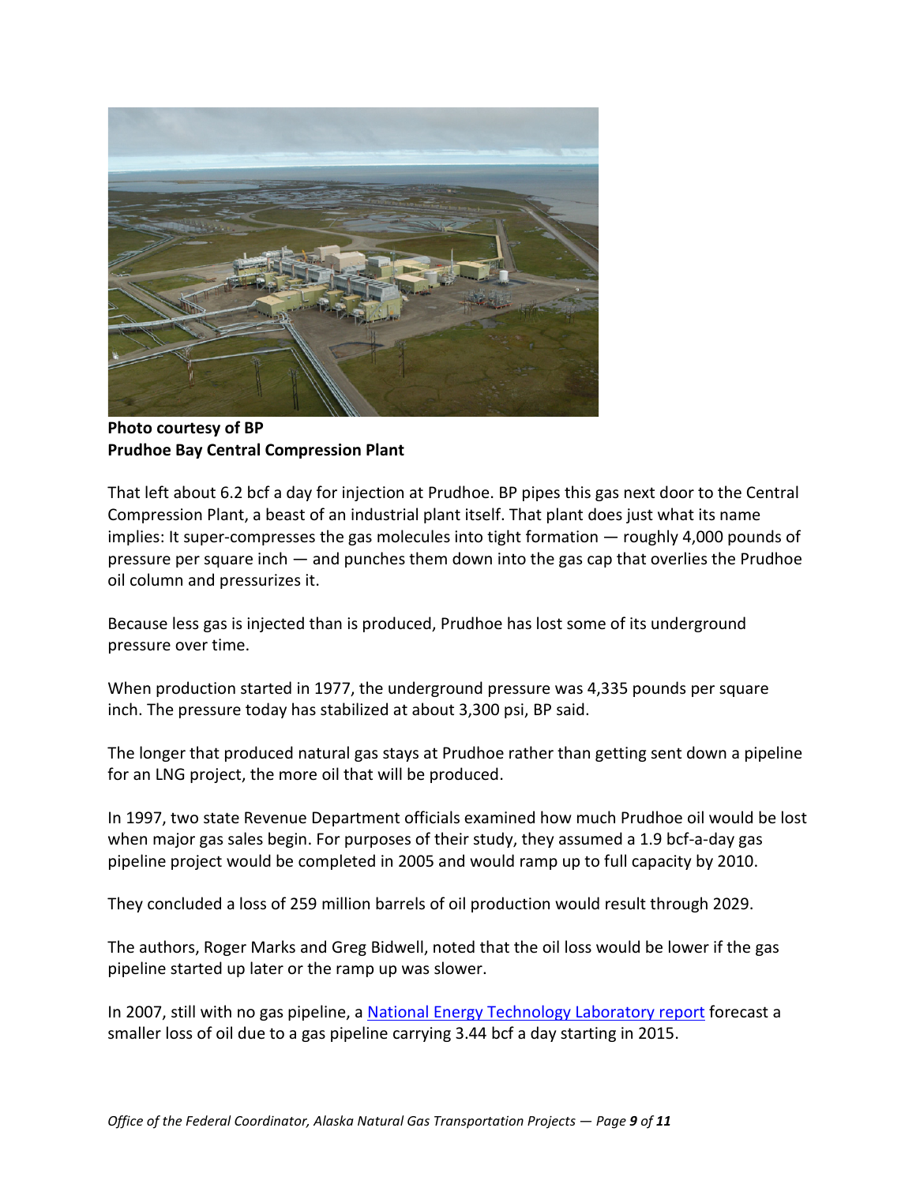**Photo courtesy of BP**
**Prudhoe Bay Central Compression Plant**

That left about 6.2 bcf a day for injection at Prudhoe. BP pipes this gas next door to the Central Compression Plant, a beast of an industrial plant itself. That plant does just what its name implies: It super-compresses the gas molecules into tight formation — roughly 4,000 pounds of pressure per square inch — and punches them down into the gas cap that overlies the Prudhoe oil column and pressurizes it.

Because less gas is injected than is produced, Prudhoe has lost some of its underground pressure over time.

When production started in 1977, the underground pressure was 4,335 pounds per square inch. The pressure today has stabilized at about 3,300 psi, BP said.

The longer that produced natural gas stays at Prudhoe rather than getting sent down a pipeline for an LNG project, the more oil that will be produced.

In 1997, two state Revenue Department officials examined how much Prudhoe oil would be lost when major gas sales begin. For purposes of their study, they assumed a 1.9 bcf-a-day gas pipeline project would be completed in 2005 and would ramp up to full capacity by 2010.

They concluded a loss of 259 million barrels of oil production would result through 2029.

The authors, Roger Marks and Greg Bidwell, noted that the oil loss would be lower if the gas pipeline started up later or the ramp up was slower.

In 2007, still with no gas pipeline, a National Energy Technology Laboratory report forecast a smaller loss of oil due to a gas pipeline carrying 3.44 bcf a day starting in 2015.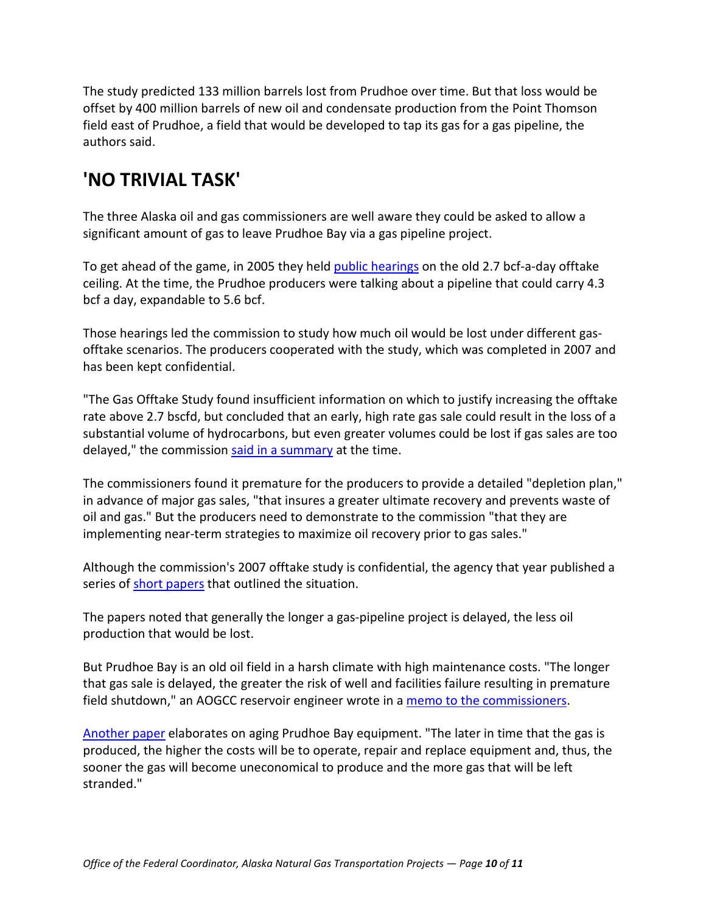The study predicted 133 million barrels lost from Prudhoe over time. But that loss would be offset by 400 million barrels of new oil and condensate production from the Point Thomson field east of Prudhoe, a field that would be developed to tap its gas for a gas pipeline, the authors said.

## 'NO TRIVIAL TASK'

The three Alaska oil and gas commissioners are well aware they could be asked to allow a significant amount of gas to leave Prudhoe Bay via a gas pipeline project.

To get ahead of the game, in 2005 they held public hearings on the old 2.7 bcf-a-day offtake ceiling. At the time, the Prudhoe producers were talking about a pipeline that could carry 4.3 bcf a day, expandable to 5.6 bcf.

Those hearings led the commission to study how much oil would be lost under different gas-offtake scenarios. The producers cooperated with the study, which was completed in 2007 and has been kept confidential.

"The Gas Offtake Study found insufficient information on which to justify increasing the offtake rate above 2.7 bscfd, but concluded that an early, high rate gas sale could result in the loss of a substantial volume of hydrocarbons, but even greater volumes could be lost if gas sales are too delayed," the commission said in a summary at the time.

The commissioners found it premature for the producers to provide a detailed "depletion plan," in advance of major gas sales, "that insures a greater ultimate recovery and prevents waste of oil and gas." But the producers need to demonstrate to the commission "that they are implementing near-term strategies to maximize oil recovery prior to gas sales."

Although the commission's 2007 offtake study is confidential, the agency that year published a series of short papers that outlined the situation.

The papers noted that generally the longer a gas-pipeline project is delayed, the less oil production that would be lost.

But Prudhoe Bay is an old oil field in a harsh climate with high maintenance costs. "The longer that gas sale is delayed, the greater the risk of well and facilities failure resulting in premature field shutdown," an AOGCC reservoir engineer wrote in a memo to the commissioners.

Another paper elaborates on aging Prudhoe Bay equipment. "The later in time that the gas is produced, the higher the costs will be to operate, repair and replace equipment and, thus, the sooner the gas will become uneconomical to produce and the more gas that will be left stranded."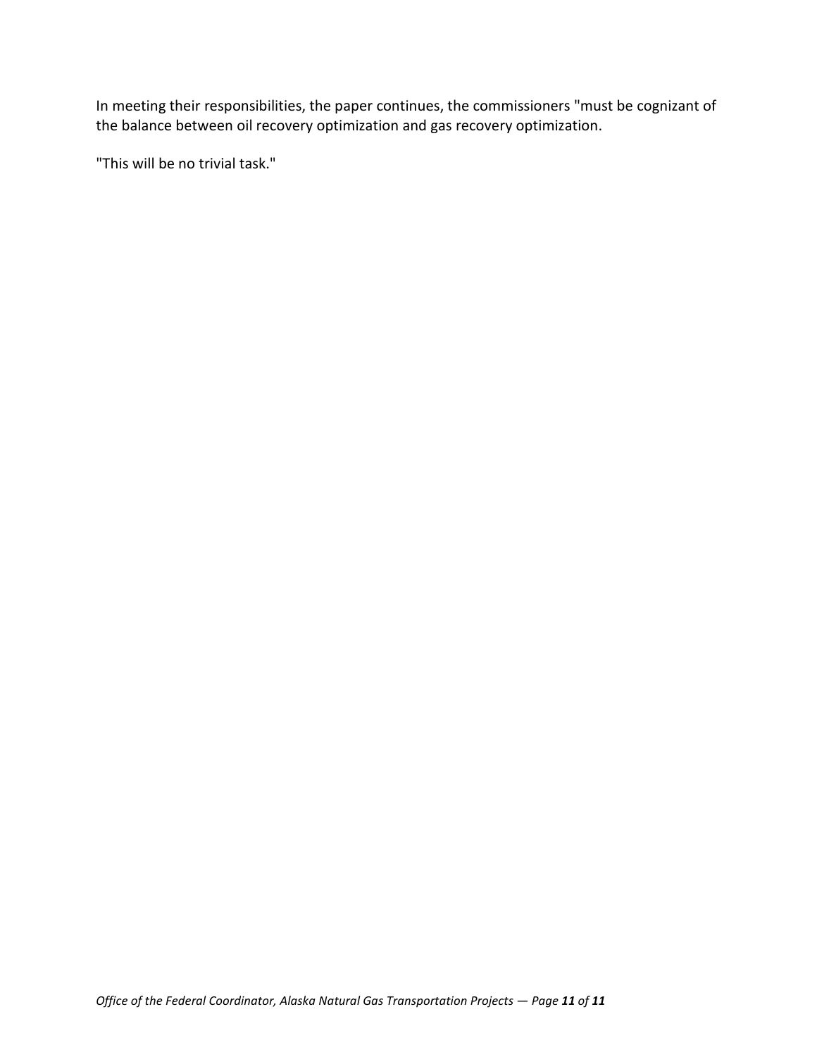In meeting their responsibilities, the paper continues, the commissioners "must be cognizant of the balance between oil recovery optimization and gas recovery optimization.

"This will be no trivial task."